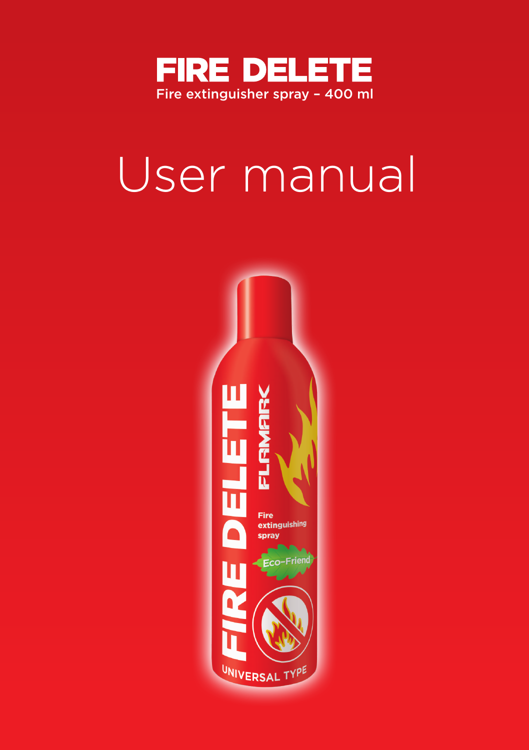# FIRE DELETE

Fire extinguisher spray – 400 ml

# User manual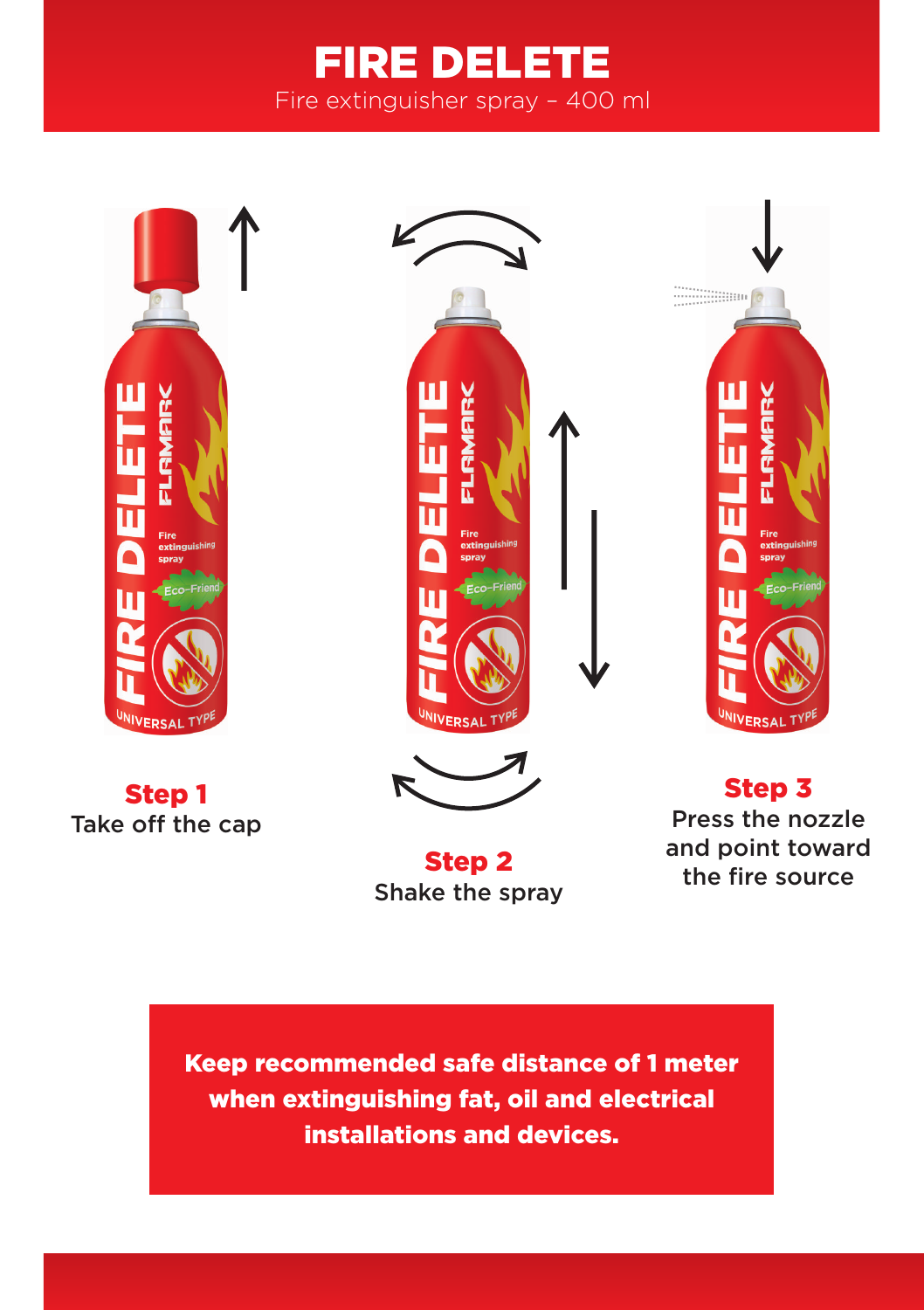# FIRE DELETE

Fire extinguisher spray – 400 ml

**Step 1**
Take off the cap

**Step 2**
Shake the spray

**Step 3**
Press the nozzle and point toward the fire source

**Keep recommended safe distance of 1 meter when extinguishing fat, oil and electrical installations and devices.**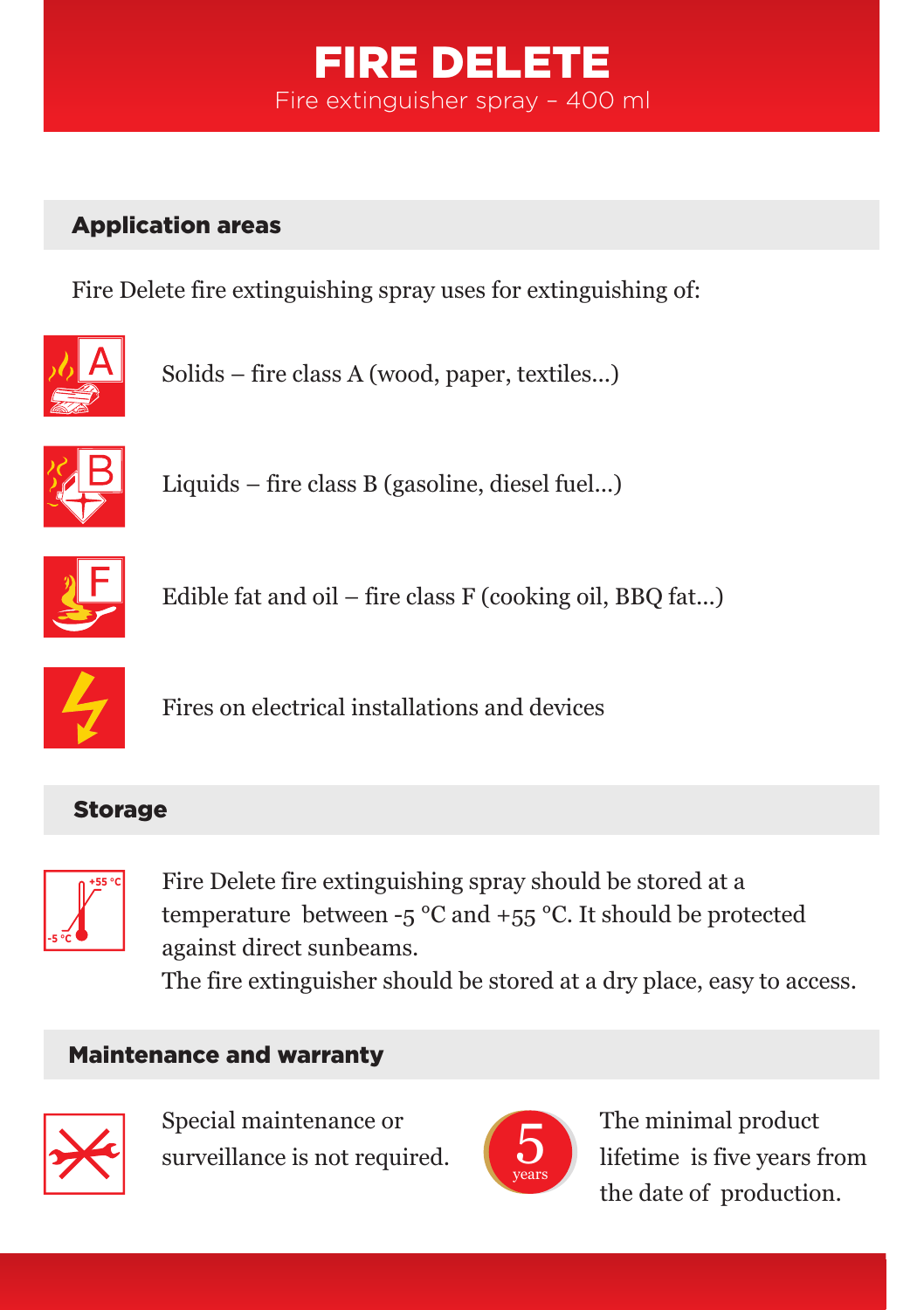# FIRE DELETE

Fire extinguisher spray – 400 ml

## Application areas

Fire Delete fire extinguishing spray uses for extinguishing of:

- Solids – fire class A (wood, paper, textiles...)
- Liquids – fire class B (gasoline, diesel fuel...)
- Edible fat and oil – fire class F (cooking oil, BBQ fat...)
- Fires on electrical installations and devices

## Storage

Fire Delete fire extinguishing spray should be stored at a temperature between -5 °C and +55 °C. It should be protected against direct sunbeams.

The fire extinguisher should be stored at a dry place, easy to access.

## Maintenance and warranty

Special maintenance or surveillance is not required.

The minimal product lifetime is five years from the date of production.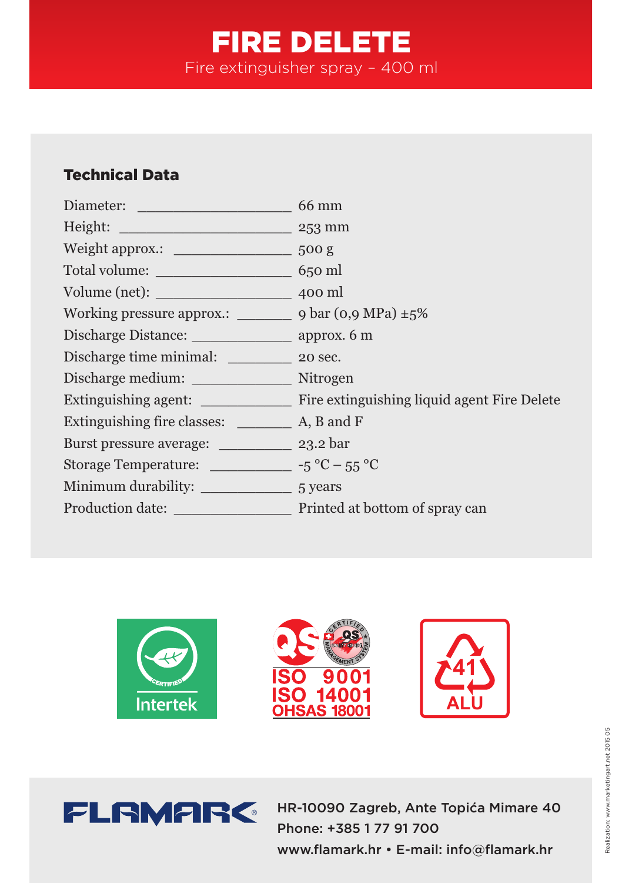# FIRE DELETE

Fire extinguisher spray – 400 ml

## Technical Data

| | |
|---|---|
| Diameter: | 66 mm |
| Height: | 253 mm |
| Weight approx.: | 500 g |
| Total volume: | 650 ml |
| Volume (net): | 400 ml |
| Working pressure approx.: | 9 bar (0,9 MPa) ±5% |
| Discharge Distance: | approx. 6 m |
| Discharge time minimal: | 20 sec. |
| Discharge medium: | Nitrogen |
| Extinguishing agent: | Fire extinguishing liquid agent Fire Delete |
| Extinguishing fire classes: | A, B and F |
| Burst pressure average: | 23.2 bar |
| Storage Temperature: | -5 °C – 55 °C |
| Minimum durability: | 5 years |
| Production date: | Printed at bottom of spray can |

CERTIFIED Intertek

QS ISO 9001 ISO 14001 OHSAS 18001

41 ALU

FLAMARK

HR-10090 Zagreb, Ante Topića Mimare 40
Phone: +385 1 77 91 700
www.flamark.hr • E-mail: info@flamark.hr

Realization: www.marketingart.net 2015 05